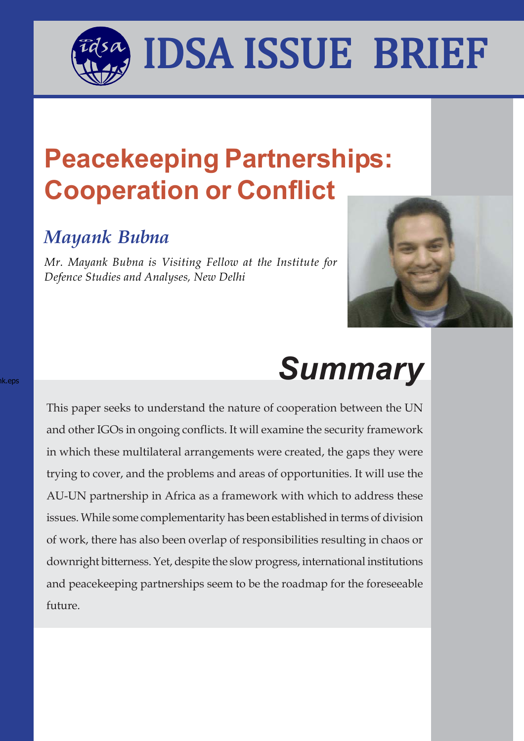# IDSA ISSUE BRIEF

## Peacekeeping Partnerships: Cooperation or Conflict

### *Mayank Bubna*

*Mr. Mayank Bubna is Visiting Fellow at the Institute for Defence Studies and Analyses, New Delhi*

## *Summary*

This paper seeks to understand the nature of cooperation between the UN and other IGOs in ongoing conflicts. It will examine the security framework in which these multilateral arrangements were created, the gaps they were trying to cover, and the problems and areas of opportunities. It will use the AU-UN partnership in Africa as a framework with which to address these issues. While some complementarity has been established in terms of division of work, there has also been overlap of responsibilities resulting in chaos or downright bitterness. Yet, despite the slow progress, international institutions and peacekeeping partnerships seem to be the roadmap for the foreseeable future.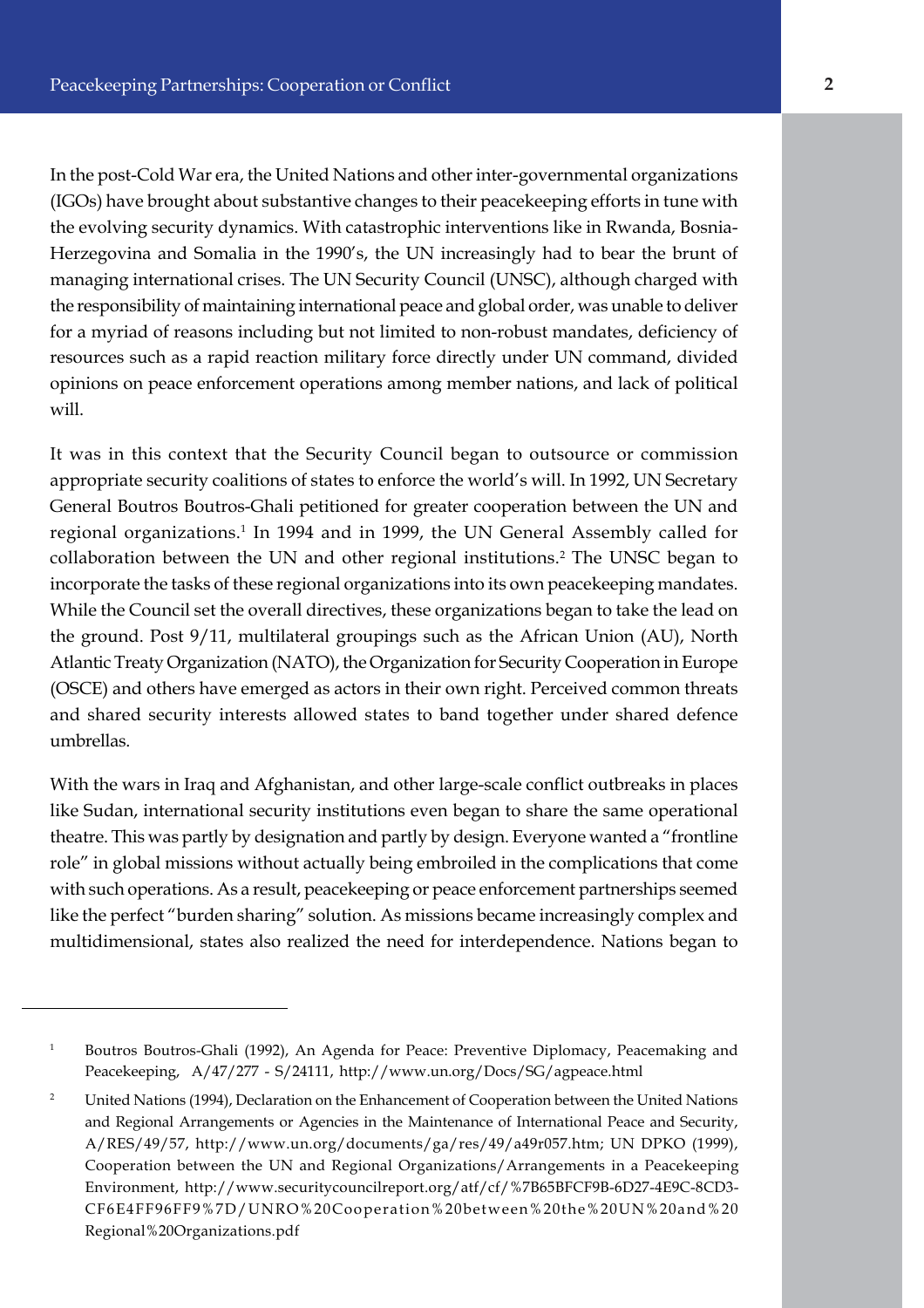In the post-Cold War era, the United Nations and other inter-governmental organizations (IGOs) have brought about substantive changes to their peacekeeping efforts in tune with the evolving security dynamics. With catastrophic interventions like in Rwanda, Bosnia-Herzegovina and Somalia in the 1990's, the UN increasingly had to bear the brunt of managing international crises. The UN Security Council (UNSC), although charged with the responsibility of maintaining international peace and global order, was unable to deliver for a myriad of reasons including but not limited to non-robust mandates, deficiency of resources such as a rapid reaction military force directly under UN command, divided opinions on peace enforcement operations among member nations, and lack of political will.

It was in this context that the Security Council began to outsource or commission appropriate security coalitions of states to enforce the world's will. In 1992, UN Secretary General Boutros Boutros-Ghali petitioned for greater cooperation between the UN and regional organizations.[1] In 1994 and in 1999, the UN General Assembly called for collaboration between the UN and other regional institutions.[2] The UNSC began to incorporate the tasks of these regional organizations into its own peacekeeping mandates. While the Council set the overall directives, these organizations began to take the lead on the ground. Post 9/11, multilateral groupings such as the African Union (AU), North Atlantic Treaty Organization (NATO), the Organization for Security Cooperation in Europe (OSCE) and others have emerged as actors in their own right. Perceived common threats and shared security interests allowed states to band together under shared defence umbrellas.

With the wars in Iraq and Afghanistan, and other large-scale conflict outbreaks in places like Sudan, international security institutions even began to share the same operational theatre. This was partly by designation and partly by design. Everyone wanted a "frontline role" in global missions without actually being embroiled in the complications that come with such operations. As a result, peacekeeping or peace enforcement partnerships seemed like the perfect "burden sharing" solution. As missions became increasingly complex and multidimensional, states also realized the need for interdependence. Nations began to

---

[1] Boutros Boutros-Ghali (1992), An Agenda for Peace: Preventive Diplomacy, Peacemaking and Peacekeeping, A/47/277 - S/24111, http://www.un.org/Docs/SG/agpeace.html

[2] United Nations (1994), Declaration on the Enhancement of Cooperation between the United Nations and Regional Arrangements or Agencies in the Maintenance of International Peace and Security, A/RES/49/57, http://www.un.org/documents/ga/res/49/a49r057.htm; UN DPKO (1999), Cooperation between the UN and Regional Organizations/Arrangements in a Peacekeeping Environment, http://www.securitycouncilreport.org/atf/cf/%7B65BFCF9B-6D27-4E9C-8CD3-CF6E4FF96FF9%7D/UNRO%20Cooperation%20between%20the%20UN%20and%20Regional%20Organizations.pdf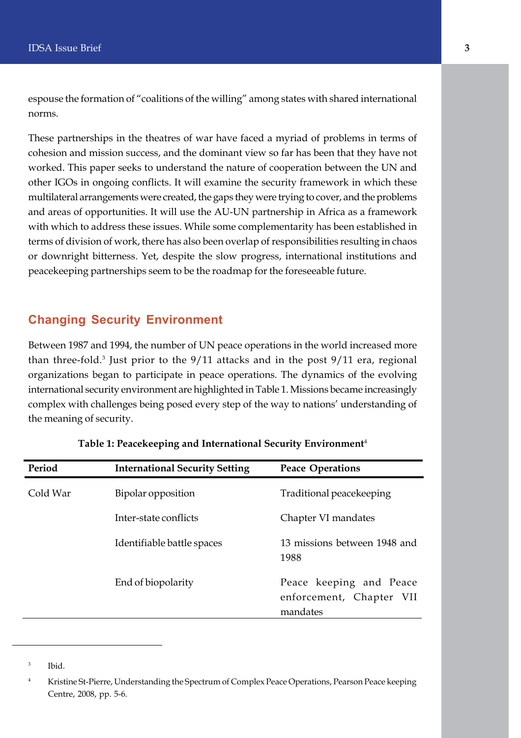espouse the formation of "coalitions of the willing" among states with shared international norms.

These partnerships in the theatres of war have faced a myriad of problems in terms of cohesion and mission success, and the dominant view so far has been that they have not worked. This paper seeks to understand the nature of cooperation between the UN and other IGOs in ongoing conflicts. It will examine the security framework in which these multilateral arrangements were created, the gaps they were trying to cover, and the problems and areas of opportunities. It will use the AU-UN partnership in Africa as a framework with which to address these issues. While some complementarity has been established in terms of division of work, there has also been overlap of responsibilities resulting in chaos or downright bitterness. Yet, despite the slow progress, international institutions and peacekeeping partnerships seem to be the roadmap for the foreseeable future.

## Changing Security Environment

Between 1987 and 1994, the number of UN peace operations in the world increased more than three-fold.[3] Just prior to the 9/11 attacks and in the post 9/11 era, regional organizations began to participate in peace operations. The dynamics of the evolving international security environment are highlighted in Table 1. Missions became increasingly complex with challenges being posed every step of the way to nations' understanding of the meaning of security.

**Table 1: Peacekeeping and International Security Environment[4]**

| Period | International Security Setting | Peace Operations |
|---|---|---|
| Cold War | Bipolar opposition | Traditional peacekeeping |
| | Inter-state conflicts | Chapter VI mandates |
| | Identifiable battle spaces | 13 missions between 1948 and 1988 |
| | End of biopolarity | Peace keeping and Peace enforcement, Chapter VII mandates |

[3] Ibid.

[4] Kristine St-Pierre, Understanding the Spectrum of Complex Peace Operations, Pearson Peace keeping Centre, 2008, pp. 5-6.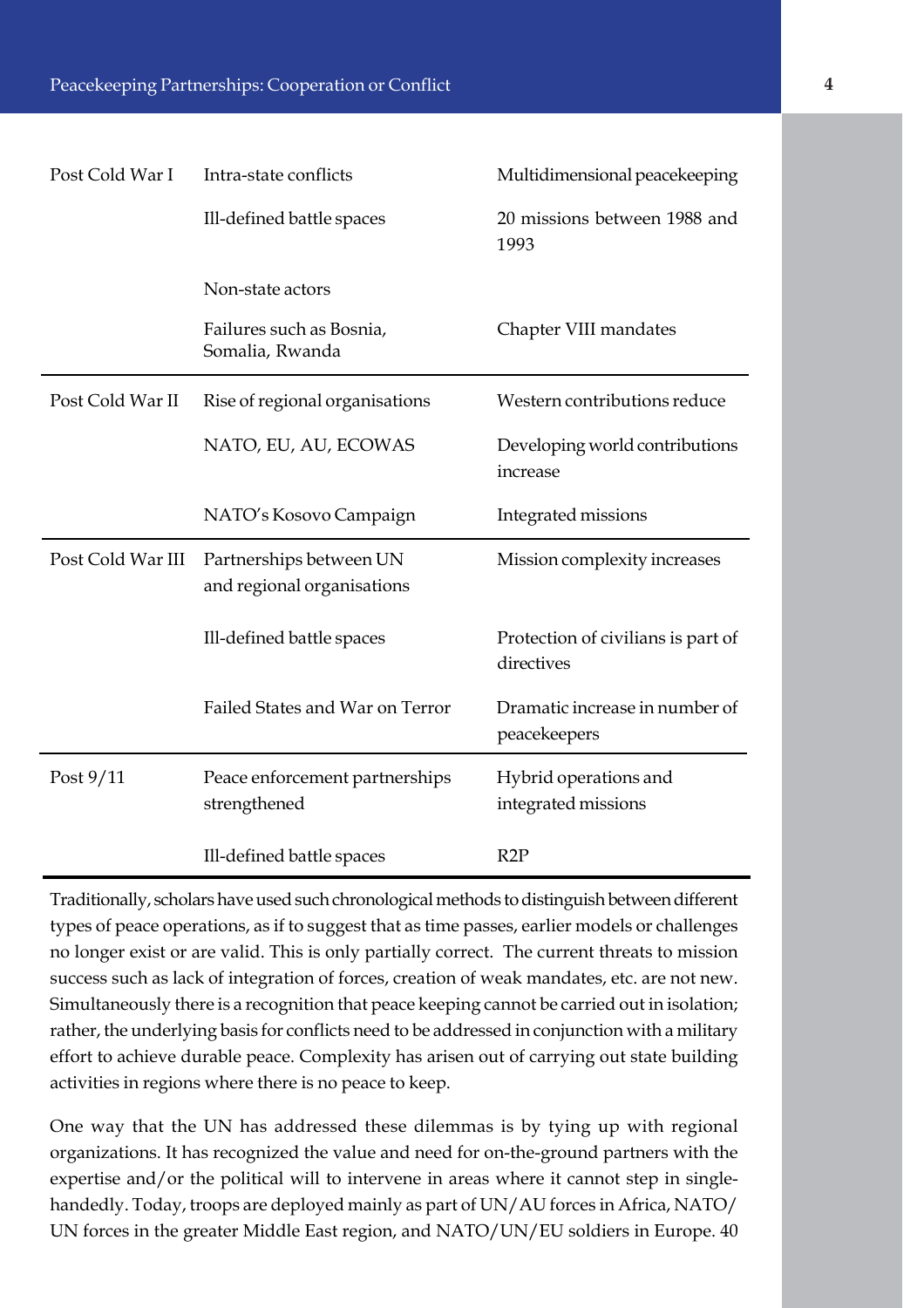| | | |
|---|---|---|
| Post Cold War I | Intra-state conflicts | Multidimensional peacekeeping |
| | Ill-defined battle spaces | 20 missions between 1988 and 1993 |
| | Non-state actors | |
| | Failures such as Bosnia, Somalia, Rwanda | Chapter VIII mandates |
| Post Cold War II | Rise of regional organisations | Western contributions reduce |
| | NATO, EU, AU, ECOWAS | Developing world contributions increase |
| | NATO's Kosovo Campaign | Integrated missions |
| Post Cold War III | Partnerships between UN and regional organisations | Mission complexity increases |
| | Ill-defined battle spaces | Protection of civilians is part of directives |
| | Failed States and War on Terror | Dramatic increase in number of peacekeepers |
| Post 9/11 | Peace enforcement partnerships strengthened | Hybrid operations and integrated missions |
| | Ill-defined battle spaces | R2P |

Traditionally, scholars have used such chronological methods to distinguish between different types of peace operations, as if to suggest that as time passes, earlier models or challenges no longer exist or are valid. This is only partially correct. The current threats to mission success such as lack of integration of forces, creation of weak mandates, etc. are not new. Simultaneously there is a recognition that peace keeping cannot be carried out in isolation; rather, the underlying basis for conflicts need to be addressed in conjunction with a military effort to achieve durable peace. Complexity has arisen out of carrying out state building activities in regions where there is no peace to keep.

One way that the UN has addressed these dilemmas is by tying up with regional organizations. It has recognized the value and need for on-the-ground partners with the expertise and/or the political will to intervene in areas where it cannot step in single-handedly. Today, troops are deployed mainly as part of UN/AU forces in Africa, NATO/UN forces in the greater Middle East region, and NATO/UN/EU soldiers in Europe. 40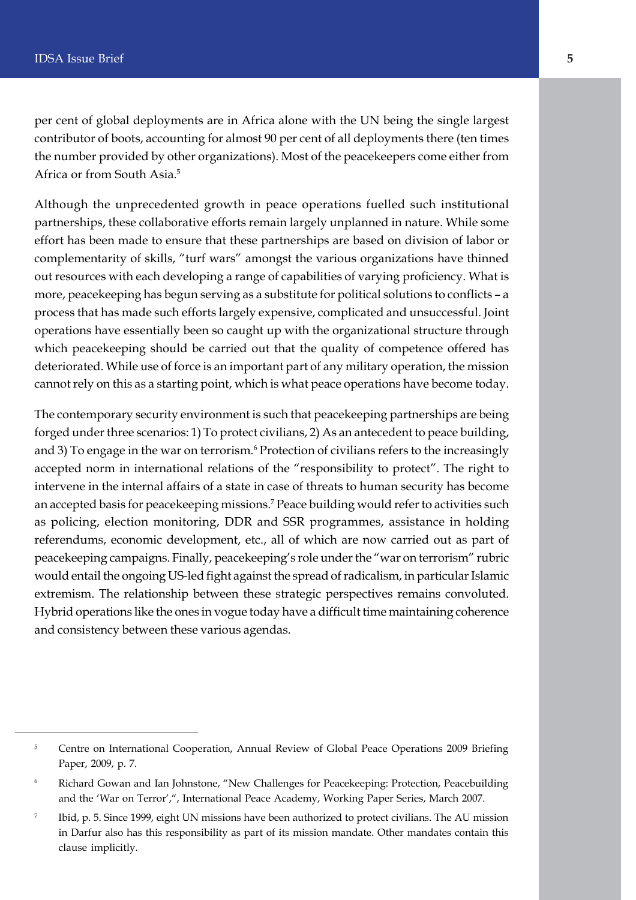per cent of global deployments are in Africa alone with the UN being the single largest contributor of boots, accounting for almost 90 per cent of all deployments there (ten times the number provided by other organizations). Most of the peacekeepers come either from Africa or from South Asia.[5]

Although the unprecedented growth in peace operations fuelled such institutional partnerships, these collaborative efforts remain largely unplanned in nature. While some effort has been made to ensure that these partnerships are based on division of labor or complementarity of skills, "turf wars" amongst the various organizations have thinned out resources with each developing a range of capabilities of varying proficiency. What is more, peacekeeping has begun serving as a substitute for political solutions to conflicts – a process that has made such efforts largely expensive, complicated and unsuccessful. Joint operations have essentially been so caught up with the organizational structure through which peacekeeping should be carried out that the quality of competence offered has deteriorated. While use of force is an important part of any military operation, the mission cannot rely on this as a starting point, which is what peace operations have become today.

The contemporary security environment is such that peacekeeping partnerships are being forged under three scenarios: 1) To protect civilians, 2) As an antecedent to peace building, and 3) To engage in the war on terrorism.[6] Protection of civilians refers to the increasingly accepted norm in international relations of the "responsibility to protect". The right to intervene in the internal affairs of a state in case of threats to human security has become an accepted basis for peacekeeping missions.[7] Peace building would refer to activities such as policing, election monitoring, DDR and SSR programmes, assistance in holding referendums, economic development, etc., all of which are now carried out as part of peacekeeping campaigns. Finally, peacekeeping's role under the "war on terrorism" rubric would entail the ongoing US-led fight against the spread of radicalism, in particular Islamic extremism. The relationship between these strategic perspectives remains convoluted. Hybrid operations like the ones in vogue today have a difficult time maintaining coherence and consistency between these various agendas.

---

[5] Centre on International Cooperation, Annual Review of Global Peace Operations 2009 Briefing Paper, 2009, p. 7.

[6] Richard Gowan and Ian Johnstone, "New Challenges for Peacekeeping: Protection, Peacebuilding and the 'War on Terror',", International Peace Academy, Working Paper Series, March 2007.

[7] Ibid, p. 5. Since 1999, eight UN missions have been authorized to protect civilians. The AU mission in Darfur also has this responsibility as part of its mission mandate. Other mandates contain this clause implicitly.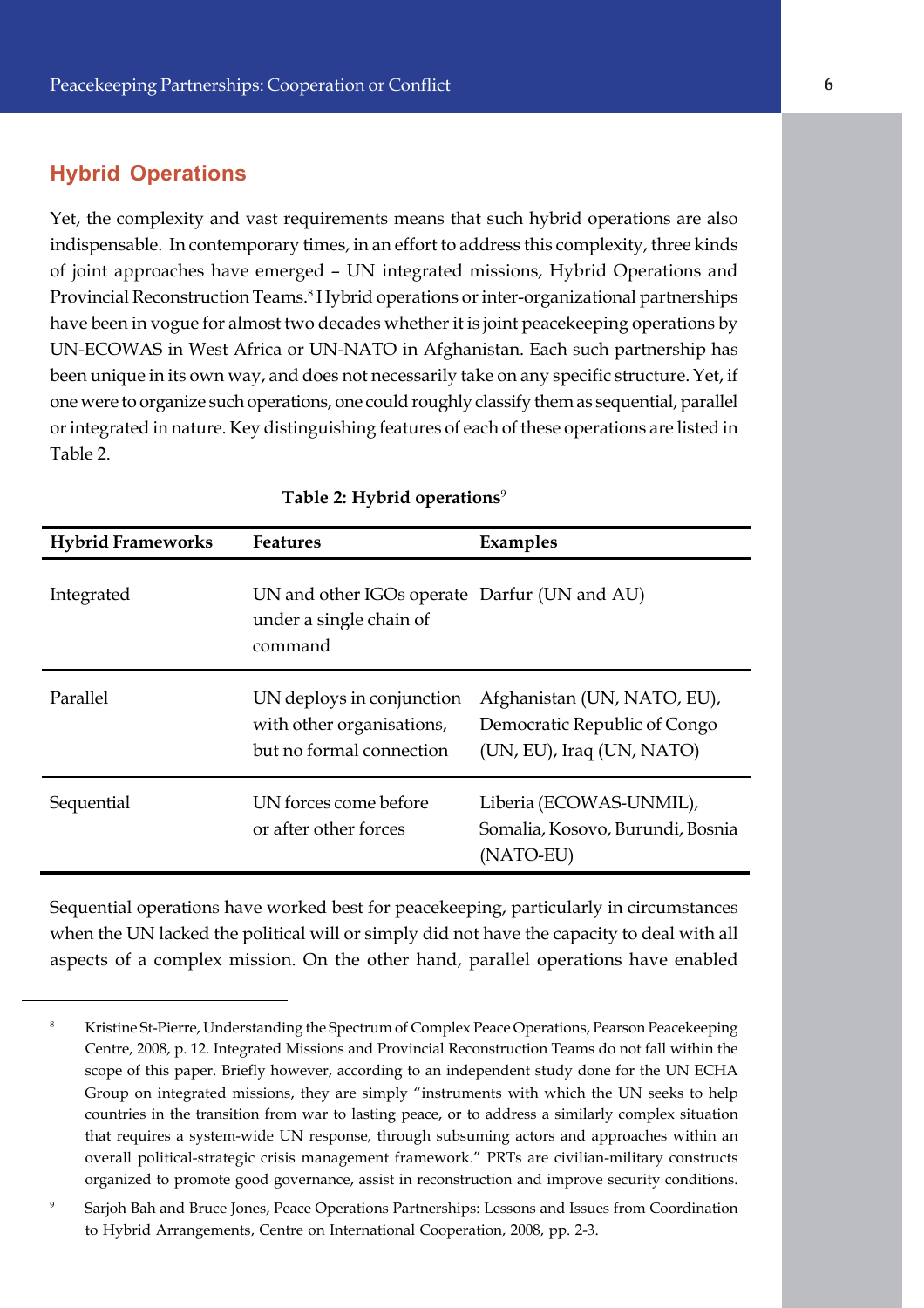## Hybrid Operations

Yet, the complexity and vast requirements means that such hybrid operations are also indispensable. In contemporary times, in an effort to address this complexity, three kinds of joint approaches have emerged – UN integrated missions, Hybrid Operations and Provincial Reconstruction Teams.[8] Hybrid operations or inter-organizational partnerships have been in vogue for almost two decades whether it is joint peacekeeping operations by UN-ECOWAS in West Africa or UN-NATO in Afghanistan. Each such partnership has been unique in its own way, and does not necessarily take on any specific structure. Yet, if one were to organize such operations, one could roughly classify them as sequential, parallel or integrated in nature. Key distinguishing features of each of these operations are listed in Table 2.

**Table 2: Hybrid operations**[9]

| Hybrid Frameworks | Features | Examples |
|---|---|---|
| Integrated | UN and other IGOs operate under a single chain of command | Darfur (UN and AU) |
| Parallel | UN deploys in conjunction with other organisations, but no formal connection | Afghanistan (UN, NATO, EU), Democratic Republic of Congo (UN, EU), Iraq (UN, NATO) |
| Sequential | UN forces come before or after other forces | Liberia (ECOWAS-UNMIL), Somalia, Kosovo, Burundi, Bosnia (NATO-EU) |

Sequential operations have worked best for peacekeeping, particularly in circumstances when the UN lacked the political will or simply did not have the capacity to deal with all aspects of a complex mission. On the other hand, parallel operations have enabled

---

[8] Kristine St-Pierre, Understanding the Spectrum of Complex Peace Operations, Pearson Peacekeeping Centre, 2008, p. 12. Integrated Missions and Provincial Reconstruction Teams do not fall within the scope of this paper. Briefly however, according to an independent study done for the UN ECHA Group on integrated missions, they are simply "instruments with which the UN seeks to help countries in the transition from war to lasting peace, or to address a similarly complex situation that requires a system-wide UN response, through subsuming actors and approaches within an overall political-strategic crisis management framework." PRTs are civilian-military constructs organized to promote good governance, assist in reconstruction and improve security conditions.

[9] Sarjoh Bah and Bruce Jones, Peace Operations Partnerships: Lessons and Issues from Coordination to Hybrid Arrangements, Centre on International Cooperation, 2008, pp. 2-3.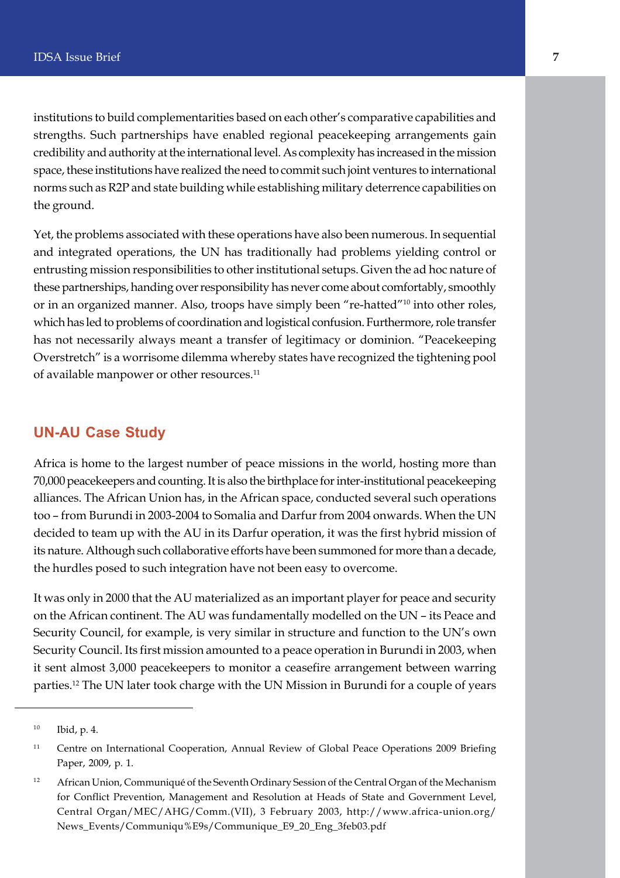institutions to build complementarities based on each other's comparative capabilities and strengths. Such partnerships have enabled regional peacekeeping arrangements gain credibility and authority at the international level. As complexity has increased in the mission space, these institutions have realized the need to commit such joint ventures to international norms such as R2P and state building while establishing military deterrence capabilities on the ground.

Yet, the problems associated with these operations have also been numerous. In sequential and integrated operations, the UN has traditionally had problems yielding control or entrusting mission responsibilities to other institutional setups. Given the ad hoc nature of these partnerships, handing over responsibility has never come about comfortably, smoothly or in an organized manner. Also, troops have simply been "re-hatted"[10] into other roles, which has led to problems of coordination and logistical confusion. Furthermore, role transfer has not necessarily always meant a transfer of legitimacy or dominion. "Peacekeeping Overstretch" is a worrisome dilemma whereby states have recognized the tightening pool of available manpower or other resources.[11]

## UN-AU Case Study

Africa is home to the largest number of peace missions in the world, hosting more than 70,000 peacekeepers and counting. It is also the birthplace for inter-institutional peacekeeping alliances. The African Union has, in the African space, conducted several such operations too – from Burundi in 2003-2004 to Somalia and Darfur from 2004 onwards. When the UN decided to team up with the AU in its Darfur operation, it was the first hybrid mission of its nature. Although such collaborative efforts have been summoned for more than a decade, the hurdles posed to such integration have not been easy to overcome.

It was only in 2000 that the AU materialized as an important player for peace and security on the African continent. The AU was fundamentally modelled on the UN – its Peace and Security Council, for example, is very similar in structure and function to the UN's own Security Council. Its first mission amounted to a peace operation in Burundi in 2003, when it sent almost 3,000 peacekeepers to monitor a ceasefire arrangement between warring parties.[12] The UN later took charge with the UN Mission in Burundi for a couple of years

---

[10] Ibid, p. 4.

[11] Centre on International Cooperation, Annual Review of Global Peace Operations 2009 Briefing Paper, 2009, p. 1.

[12] African Union, Communiqué of the Seventh Ordinary Session of the Central Organ of the Mechanism for Conflict Prevention, Management and Resolution at Heads of State and Government Level, Central Organ/MEC/AHG/Comm.(VII), 3 February 2003, http://www.africa-union.org/News_Events/Communiqu%E9s/Communique_E9_20_Eng_3feb03.pdf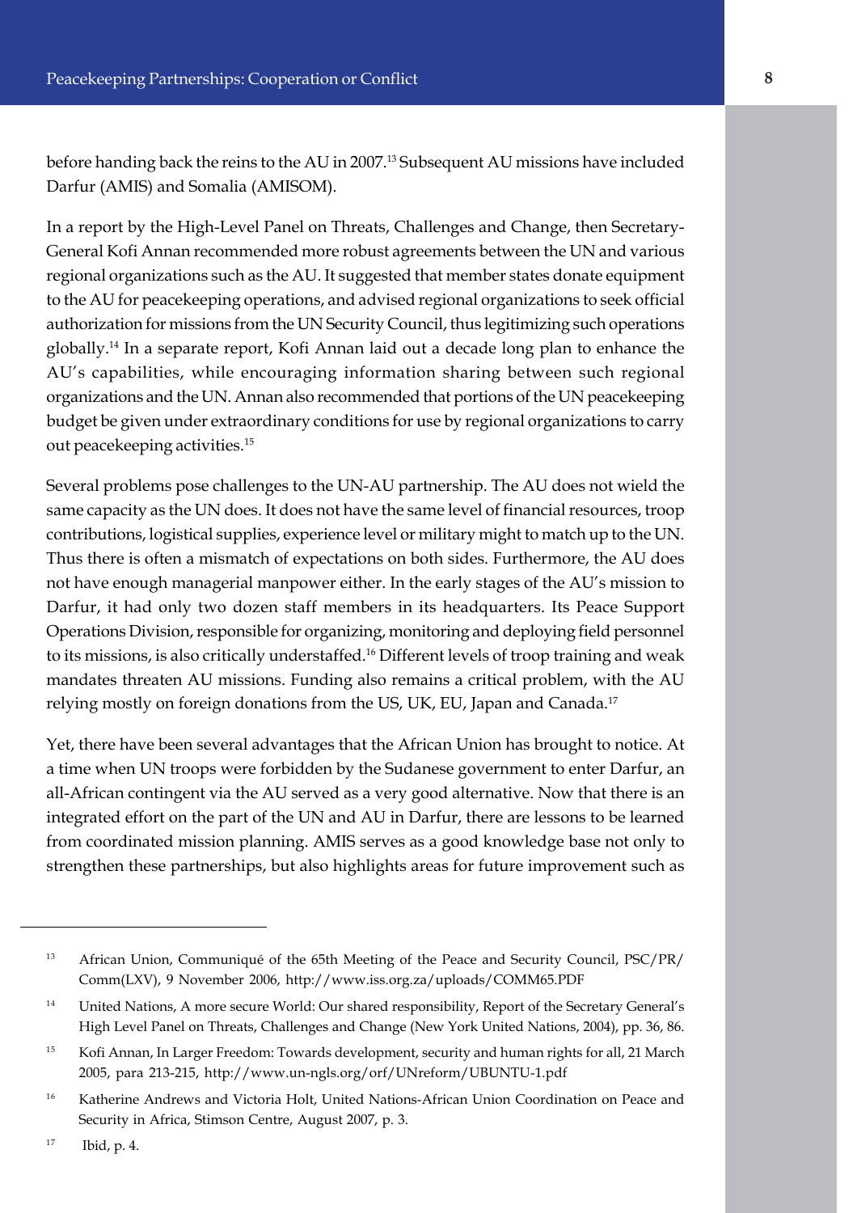before handing back the reins to the AU in 2007.[13] Subsequent AU missions have included Darfur (AMIS) and Somalia (AMISOM).

In a report by the High-Level Panel on Threats, Challenges and Change, then Secretary-General Kofi Annan recommended more robust agreements between the UN and various regional organizations such as the AU. It suggested that member states donate equipment to the AU for peacekeeping operations, and advised regional organizations to seek official authorization for missions from the UN Security Council, thus legitimizing such operations globally.[14] In a separate report, Kofi Annan laid out a decade long plan to enhance the AU's capabilities, while encouraging information sharing between such regional organizations and the UN. Annan also recommended that portions of the UN peacekeeping budget be given under extraordinary conditions for use by regional organizations to carry out peacekeeping activities.[15]

Several problems pose challenges to the UN-AU partnership. The AU does not wield the same capacity as the UN does. It does not have the same level of financial resources, troop contributions, logistical supplies, experience level or military might to match up to the UN. Thus there is often a mismatch of expectations on both sides. Furthermore, the AU does not have enough managerial manpower either. In the early stages of the AU's mission to Darfur, it had only two dozen staff members in its headquarters. Its Peace Support Operations Division, responsible for organizing, monitoring and deploying field personnel to its missions, is also critically understaffed.[16] Different levels of troop training and weak mandates threaten AU missions. Funding also remains a critical problem, with the AU relying mostly on foreign donations from the US, UK, EU, Japan and Canada.[17]

Yet, there have been several advantages that the African Union has brought to notice. At a time when UN troops were forbidden by the Sudanese government to enter Darfur, an all-African contingent via the AU served as a very good alternative. Now that there is an integrated effort on the part of the UN and AU in Darfur, there are lessons to be learned from coordinated mission planning. AMIS serves as a good knowledge base not only to strengthen these partnerships, but also highlights areas for future improvement such as

---

[13] African Union, Communiqué of the 65th Meeting of the Peace and Security Council, PSC/PR/Comm(LXV), 9 November 2006, http://www.iss.org.za/uploads/COMM65.PDF

[14] United Nations, A more secure World: Our shared responsibility, Report of the Secretary General's High Level Panel on Threats, Challenges and Change (New York United Nations, 2004), pp. 36, 86.

[15] Kofi Annan, In Larger Freedom: Towards development, security and human rights for all, 21 March 2005, para 213-215, http://www.un-ngls.org/orf/UNreform/UBUNTU-1.pdf

[16] Katherine Andrews and Victoria Holt, United Nations-African Union Coordination on Peace and Security in Africa, Stimson Centre, August 2007, p. 3.

[17] Ibid, p. 4.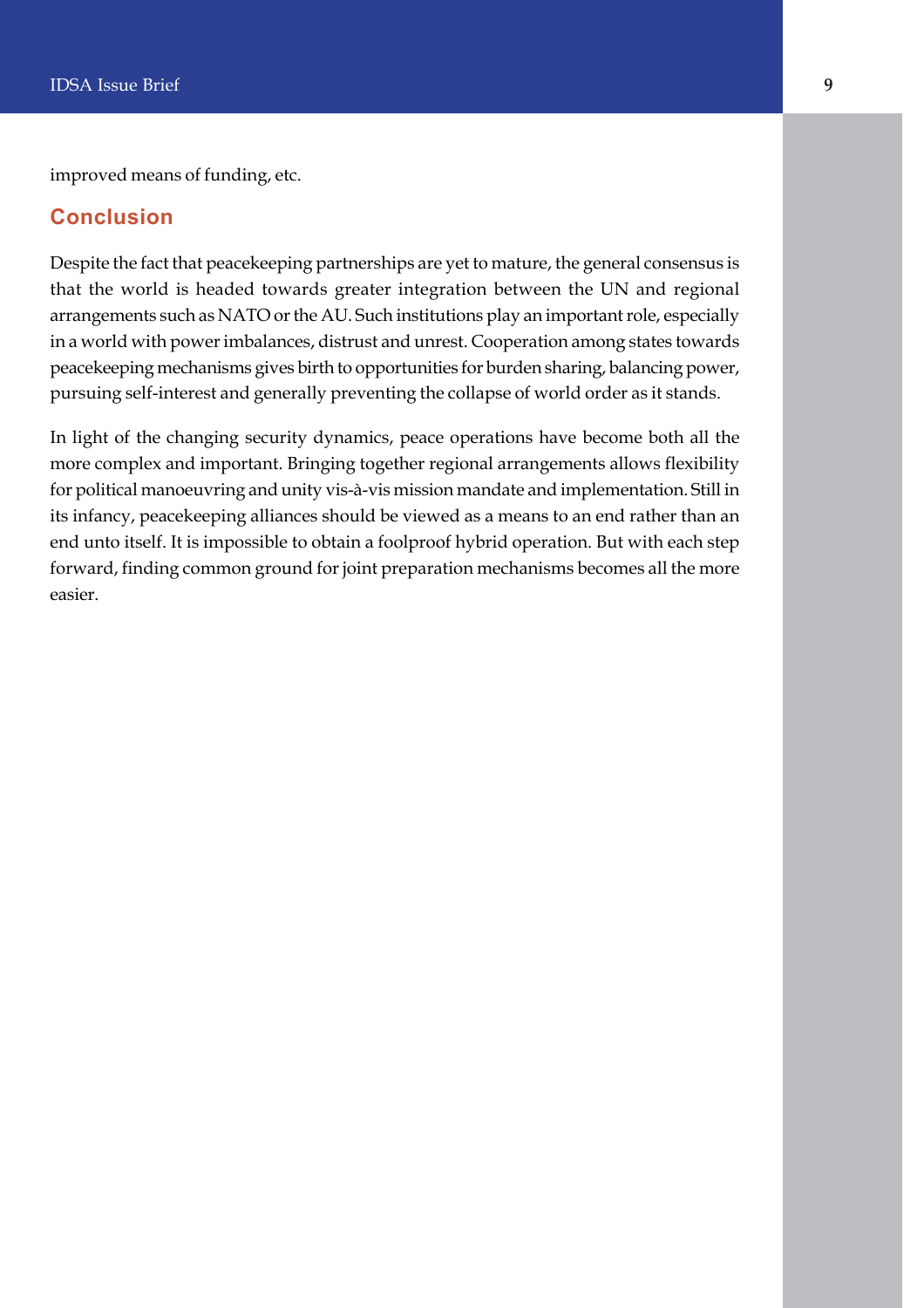improved means of funding, etc.

## Conclusion

Despite the fact that peacekeeping partnerships are yet to mature, the general consensus is that the world is headed towards greater integration between the UN and regional arrangements such as NATO or the AU. Such institutions play an important role, especially in a world with power imbalances, distrust and unrest. Cooperation among states towards peacekeeping mechanisms gives birth to opportunities for burden sharing, balancing power, pursuing self-interest and generally preventing the collapse of world order as it stands.

In light of the changing security dynamics, peace operations have become both all the more complex and important. Bringing together regional arrangements allows flexibility for political manoeuvring and unity vis-à-vis mission mandate and implementation. Still in its infancy, peacekeeping alliances should be viewed as a means to an end rather than an end unto itself. It is impossible to obtain a foolproof hybrid operation. But with each step forward, finding common ground for joint preparation mechanisms becomes all the more easier.